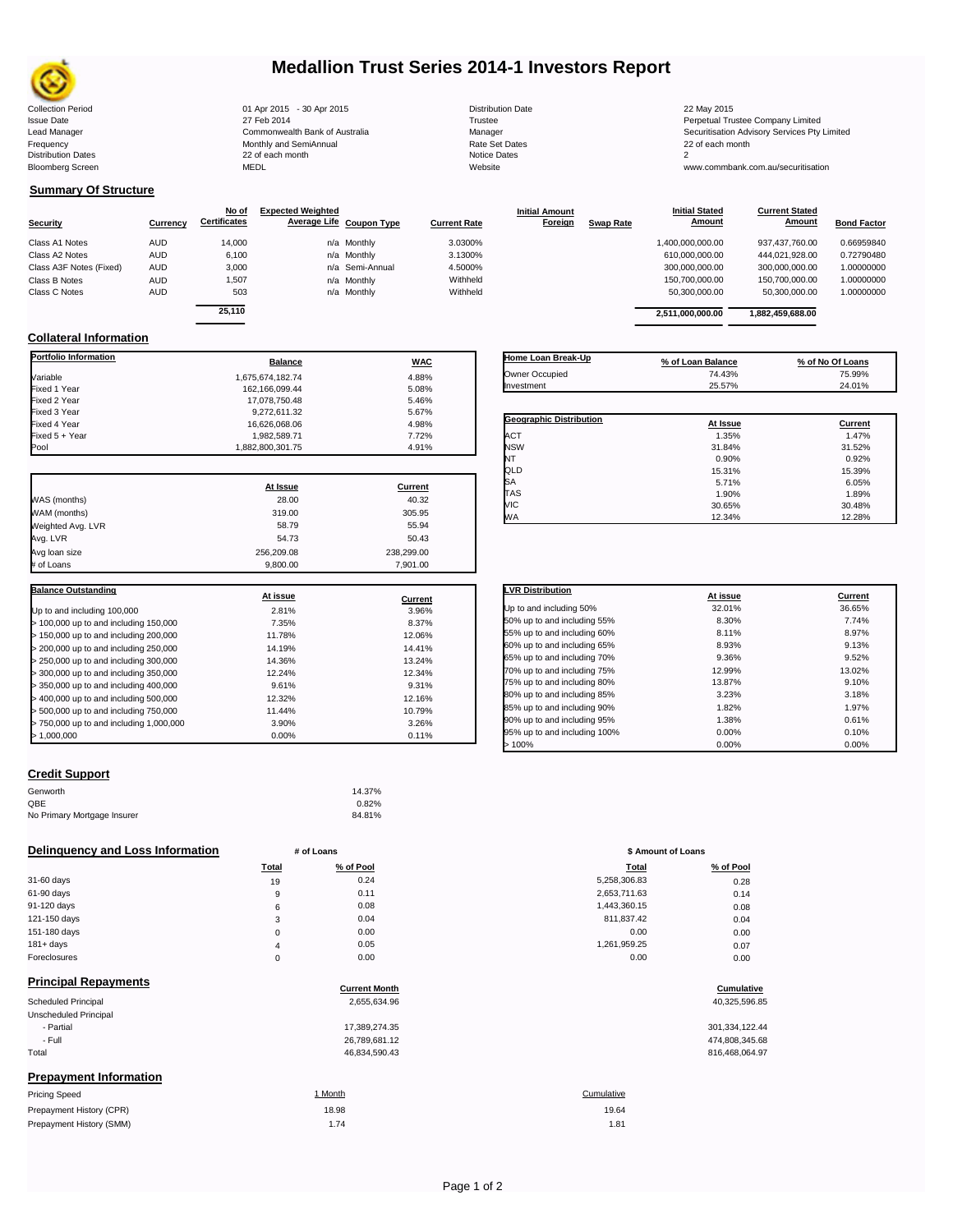# Medallion Trust Series 2014-1 Investors Report

| | | | |
|---|---|---|---|
| Collection Period | 01 Apr 2015 - 30 Apr 2015 | Distribution Date | 22 May 2015 |
| Issue Date | 27 Feb 2014 | Trustee | Perpetual Trustee Company Limited |
| Lead Manager | Commonwealth Bank of Australia | Manager | Securitisation Advisory Services Pty Limited |
| Frequency | Monthly and SemiAnnual | Rate Set Dates | 22 of each month |
| Distribution Dates | 22 of each month | Notice Dates | 2 |
| Bloomberg Screen | MEDL | Website | www.commbank.com.au/securitisation |

## Summary Of Structure

| Security | Currency | No of Certificates | Expected Weighted Average Life | Coupon Type | Current Rate | Initial Amount Foreign | Swap Rate | Initial Stated Amount | Current Stated Amount | Bond Factor |
|---|---|---|---|---|---|---|---|---|---|---|
| Class A1 Notes | AUD | 14,000 | n/a | Monthly | 3.0300% | | | 1,400,000,000.00 | 937,437,760.00 | 0.66959840 |
| Class A2 Notes | AUD | 6,100 | n/a | Monthly | 3.1300% | | | 610,000,000.00 | 444,021,928.00 | 0.72790480 |
| Class A3F Notes (Fixed) | AUD | 3,000 | n/a | Semi-Annual | 4.5000% | | | 300,000,000.00 | 300,000,000.00 | 1.00000000 |
| Class B Notes | AUD | 1,507 | n/a | Monthly | Withheld | | | 150,700,000.00 | 150,700,000.00 | 1.00000000 |
| Class C Notes | AUD | 503 | n/a | Monthly | Withheld | | | 50,300,000.00 | 50,300,000.00 | 1.00000000 |
| | | 25,110 | | | | | | 2,511,000,000.00 | 1,882,459,688.00 | |

## Collateral Information

| Portfolio Information | Balance | WAC |
|---|---|---|
| Variable | 1,675,674,182.74 | 4.88% |
| Fixed 1 Year | 162,166,099.44 | 5.08% |
| Fixed 2 Year | 17,078,750.48 | 5.46% |
| Fixed 3 Year | 9,272,611.32 | 5.67% |
| Fixed 4 Year | 16,626,068.06 | 4.98% |
| Fixed 5 + Year | 1,982,589.71 | 7.72% |
| Pool | 1,882,800,301.75 | 4.91% |

| | At Issue | Current |
|---|---|---|
| WAS (months) | 28.00 | 40.32 |
| WAM (months) | 319.00 | 305.95 |
| Weighted Avg. LVR | 58.79 | 55.94 |
| Avg. LVR | 54.73 | 50.43 |
| Avg loan size | 256,209.08 | 238,299.00 |
| # of Loans | 9,800.00 | 7,901.00 |

| Balance Outstanding | At issue | Current |
|---|---|---|
| Up to and including 100,000 | 2.81% | 3.96% |
| > 100,000 up to and including 150,000 | 7.35% | 8.37% |
| > 150,000 up to and including 200,000 | 11.78% | 12.06% |
| > 200,000 up to and including 250,000 | 14.19% | 14.41% |
| > 250,000 up to and including 300,000 | 14.36% | 13.24% |
| > 300,000 up to and including 350,000 | 12.24% | 12.34% |
| > 350,000 up to and including 400,000 | 9.61% | 9.31% |
| > 400,000 up to and including 500,000 | 12.32% | 12.16% |
| > 500,000 up to and including 750,000 | 11.44% | 10.79% |
| > 750,000 up to and including 1,000,000 | 3.90% | 3.26% |
| > 1,000,000 | 0.00% | 0.11% |

| Home Loan Break-Up | % of Loan Balance | % of No Of Loans |
|---|---|---|
| Owner Occupied | 74.43% | 75.99% |
| Investment | 25.57% | 24.01% |

| Geographic Distribution | At Issue | Current |
|---|---|---|
| ACT | 1.35% | 1.47% |
| NSW | 31.84% | 31.52% |
| NT | 0.90% | 0.92% |
| QLD | 15.31% | 15.39% |
| SA | 5.71% | 6.05% |
| TAS | 1.90% | 1.89% |
| VIC | 30.65% | 30.48% |
| WA | 12.34% | 12.28% |

| LVR Distribution | At issue | Current |
|---|---|---|
| Up to and including 50% | 32.01% | 36.65% |
| 50% up to and including 55% | 8.30% | 7.74% |
| 55% up to and including 60% | 8.11% | 8.97% |
| 60% up to and including 65% | 8.93% | 9.13% |
| 65% up to and including 70% | 9.36% | 9.52% |
| 70% up to and including 75% | 12.99% | 13.02% |
| 75% up to and including 80% | 13.87% | 9.10% |
| 80% up to and including 85% | 3.23% | 3.18% |
| 85% up to and including 90% | 1.82% | 1.97% |
| 90% up to and including 95% | 1.38% | 0.61% |
| 95% up to and including 100% | 0.00% | 0.10% |
| > 100% | 0.00% | 0.00% |

## Credit Support

| | |
|---|---|
| Genworth | 14.37% |
| QBE | 0.82% |
| No Primary Mortgage Insurer | 84.81% |

## Delinquency and Loss Information

| | # of Loans Total | # of Loans % of Pool | $ Amount of Loans Total | $ Amount of Loans % of Pool |
|---|---|---|---|---|
| 31-60 days | 19 | 0.24 | 5,258,306.83 | 0.28 |
| 61-90 days | 9 | 0.11 | 2,653,711.63 | 0.14 |
| 91-120 days | 6 | 0.08 | 1,443,360.15 | 0.08 |
| 121-150 days | 3 | 0.04 | 811,837.42 | 0.04 |
| 151-180 days | 0 | 0.00 | 0.00 | 0.00 |
| 181+ days | 4 | 0.05 | 1,261,959.25 | 0.07 |
| Foreclosures | 0 | 0.00 | 0.00 | 0.00 |

## Principal Repayments

| | Current Month | Cumulative |
|---|---|---|
| Scheduled Principal | 2,655,634.96 | 40,325,596.85 |
| Unscheduled Principal | | |
| - Partial | 17,389,274.35 | 301,334,122.44 |
| - Full | 26,789,681.12 | 474,808,345.68 |
| Total | 46,834,590.43 | 816,468,064.97 |

## Prepayment Information

| Pricing Speed | 1 Month | Cumulative |
|---|---|---|
| Prepayment History (CPR) | 18.98 | 19.64 |
| Prepayment History (SMM) | 1.74 | 1.81 |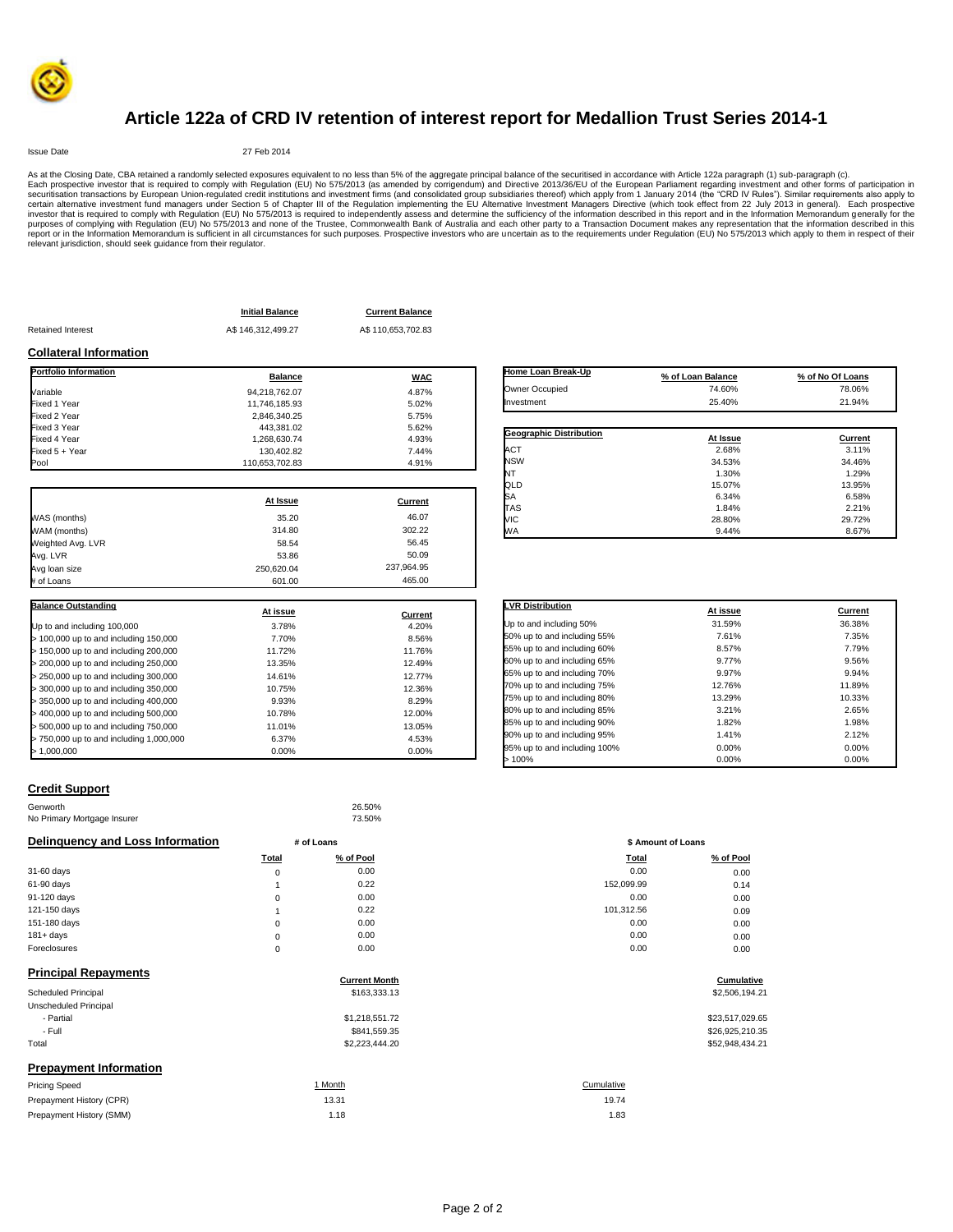# Article 122a of CRD IV retention of interest report for Medallion Trust Series 2014-1

Issue Date 27 Feb 2014

As at the Closing Date, CBA retained a randomly selected exposures equivalent to no less than 5% of the aggregate principal balance of the securitised in accordance with Article 122a paragraph (1) sub-paragraph (c). Each prospective investor that is required to comply with Regulation (EU) No 575/2013 (as amended by corrigendum) and Directive 2013/36/EU of the European Parliament regarding investment and other forms of participation in securitisation transactions by European Union-regulated credit institutions and investment firms (and consolidated group subsidiaries thereof) which apply from 1 January 2014 (the "CRD IV Rules"). Similar requirements also apply to certain alternative investment fund managers under Section 5 of Chapter III of the Regulation implementing the EU Alternative Investment Managers Directive (which took effect from 22 July 2013 in general). Each prospective investor that is required to comply with Regulation (EU) No 575/2013 is required to independently assess and determine the sufficiency of the information described in this report and in the Information Memorandum generally for the purposes of complying with Regulation (EU) No 575/2013 and none of the Trustee, Commonwealth Bank of Australia and each other party to a Transaction Document makes any representation that the information described in this report or in the Information Memorandum is sufficient in all circumstances for such purposes. Prospective investors who are uncertain as to the requirements under Regulation (EU) No 575/2013 which apply to them in respect of their relevant jurisdiction, should seek guidance from their regulator.

| | Initial Balance | Current Balance |
|---|---|---|
| Retained Interest | A$ 146,312,499.27 | A$ 110,653,702.83 |

## Collateral Information

| Portfolio Information | Balance | WAC |
|---|---|---|
| Variable | 94,218,762.07 | 4.87% |
| Fixed 1 Year | 11,746,185.93 | 5.02% |
| Fixed 2 Year | 2,846,340.25 | 5.75% |
| Fixed 3 Year | 443,381.02 | 5.62% |
| Fixed 4 Year | 1,268,630.74 | 4.93% |
| Fixed 5 + Year | 130,402.82 | 7.44% |
| Pool | 110,653,702.83 | 4.91% |

| | At Issue | Current |
|---|---|---|
| WAS (months) | 35.20 | 46.07 |
| WAM (months) | 314.80 | 302.22 |
| Weighted Avg. LVR | 58.54 | 56.45 |
| Avg. LVR | 53.86 | 50.09 |
| Avg loan size | 250,620.04 | 237,964.95 |
| # of Loans | 601.00 | 465.00 |

| Balance Outstanding | At issue | Current |
|---|---|---|
| Up to and including 100,000 | 3.78% | 4.20% |
| > 100,000 up to and including 150,000 | 7.70% | 8.56% |
| > 150,000 up to and including 200,000 | 11.72% | 11.76% |
| > 200,000 up to and including 250,000 | 13.35% | 12.49% |
| > 250,000 up to and including 300,000 | 14.61% | 12.77% |
| > 300,000 up to and including 350,000 | 10.75% | 12.36% |
| > 350,000 up to and including 400,000 | 9.93% | 8.29% |
| > 400,000 up to and including 500,000 | 10.78% | 12.00% |
| > 500,000 up to and including 750,000 | 11.01% | 13.05% |
| > 750,000 up to and including 1,000,000 | 6.37% | 4.53% |
| > 1,000,000 | 0.00% | 0.00% |

| Home Loan Break-Up | % of Loan Balance | % of No Of Loans |
|---|---|---|
| Owner Occupied | 74.60% | 78.06% |
| Investment | 25.40% | 21.94% |

| Geographic Distribution | At Issue | Current |
|---|---|---|
| ACT | 2.68% | 3.11% |
| NSW | 34.53% | 34.46% |
| NT | 1.30% | 1.29% |
| QLD | 15.07% | 13.95% |
| SA | 6.34% | 6.58% |
| TAS | 1.84% | 2.21% |
| VIC | 28.80% | 29.72% |
| WA | 9.44% | 8.67% |

| LVR Distribution | At issue | Current |
|---|---|---|
| Up to and including 50% | 31.59% | 36.38% |
| 50% up to and including 55% | 7.61% | 7.35% |
| 55% up to and including 60% | 8.57% | 7.79% |
| 60% up to and including 65% | 9.77% | 9.56% |
| 65% up to and including 70% | 9.97% | 9.94% |
| 70% up to and including 75% | 12.76% | 11.89% |
| 75% up to and including 80% | 13.29% | 10.33% |
| 80% up to and including 85% | 3.21% | 2.65% |
| 85% up to and including 90% | 1.82% | 1.98% |
| 90% up to and including 95% | 1.41% | 2.12% |
| 95% up to and including 100% | 0.00% | 0.00% |
| > 100% | 0.00% | 0.00% |

## Credit Support

| | |
|---|---|
| Genworth | 26.50% |
| No Primary Mortgage Insurer | 73.50% |

## Delinquency and Loss Information

| | # of Loans | | $ Amount of Loans | |
|---|---|---|---|---|
| | Total | % of Pool | Total | % of Pool |
| 31-60 days | 0 | 0.00 | 0.00 | 0.00 |
| 61-90 days | 1 | 0.22 | 152,099.99 | 0.14 |
| 91-120 days | 0 | 0.00 | 0.00 | 0.00 |
| 121-150 days | 1 | 0.22 | 101,312.56 | 0.09 |
| 151-180 days | 0 | 0.00 | 0.00 | 0.00 |
| 181+ days | 0 | 0.00 | 0.00 | 0.00 |
| Foreclosures | 0 | 0.00 | 0.00 | 0.00 |

## Principal Repayments

| | Current Month | Cumulative |
|---|---|---|
| Scheduled Principal | $163,333.13 | $2,506,194.21 |
| Unscheduled Principal | | |
| - Partial | $1,218,551.72 | $23,517,029.65 |
| - Full | $841,559.35 | $26,925,210.35 |
| Total | $2,223,444.20 | $52,948,434.21 |

## Prepayment Information

| Pricing Speed | 1 Month | Cumulative |
|---|---|---|
| Prepayment History (CPR) | 13.31 | 19.74 |
| Prepayment History (SMM) | 1.18 | 1.83 |